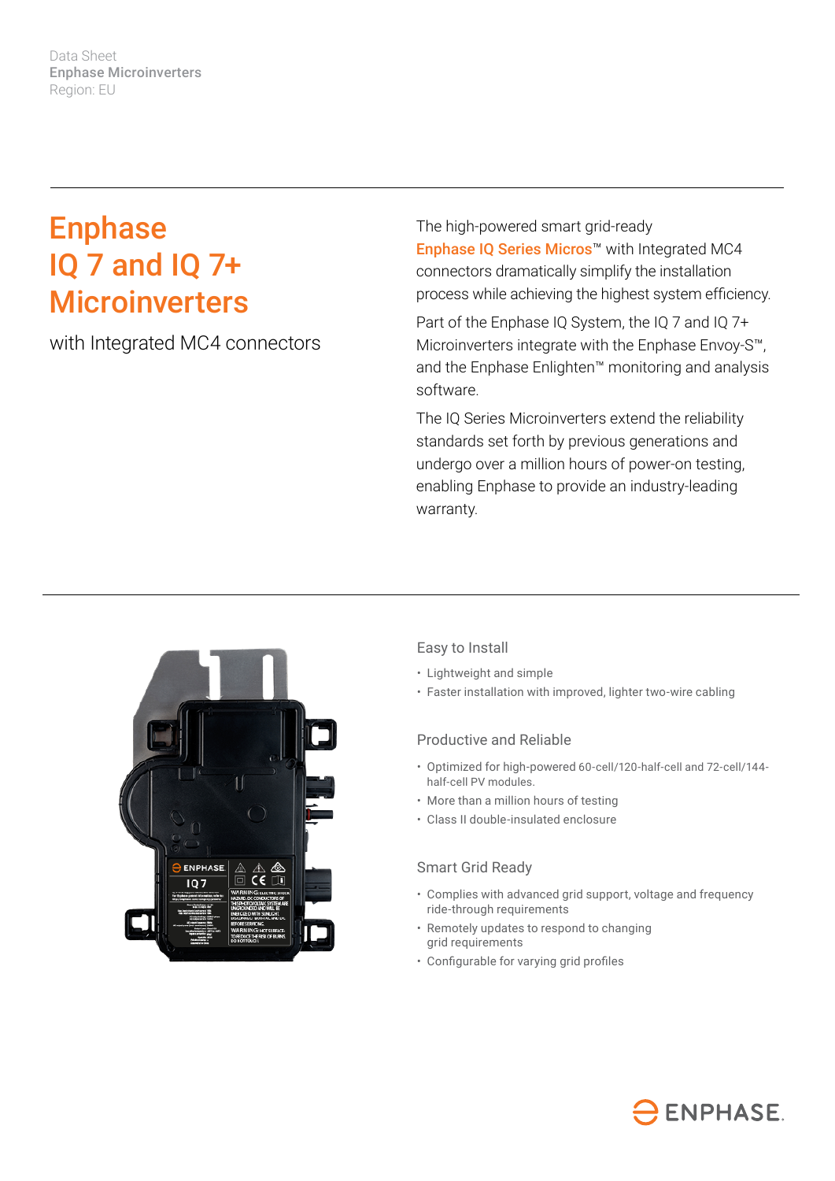Data Sheet
**Enphase Microinverters**
Region: EU

# Enphase IQ 7 and IQ 7+ Microinverters

with Integrated MC4 connectors

The high-powered smart grid-ready **Enphase IQ Series Micros**™ with Integrated MC4 connectors dramatically simplify the installation process while achieving the highest system efficiency.

Part of the Enphase IQ System, the IQ 7 and IQ 7+ Microinverters integrate with the Enphase Envoy-S™, and the Enphase Enlighten™ monitoring and analysis software.

The IQ Series Microinverters extend the reliability standards set forth by previous generations and undergo over a million hours of power-on testing, enabling Enphase to provide an industry-leading warranty.

## Easy to Install

- Lightweight and simple
- Faster installation with improved, lighter two-wire cabling

## Productive and Reliable

- Optimized for high-powered 60-cell/120-half-cell and 72-cell/144-half-cell PV modules.
- More than a million hours of testing
- Class II double-insulated enclosure

## Smart Grid Ready

- Complies with advanced grid support, voltage and frequency ride-through requirements
- Remotely updates to respond to changing grid requirements
- Configurable for varying grid profiles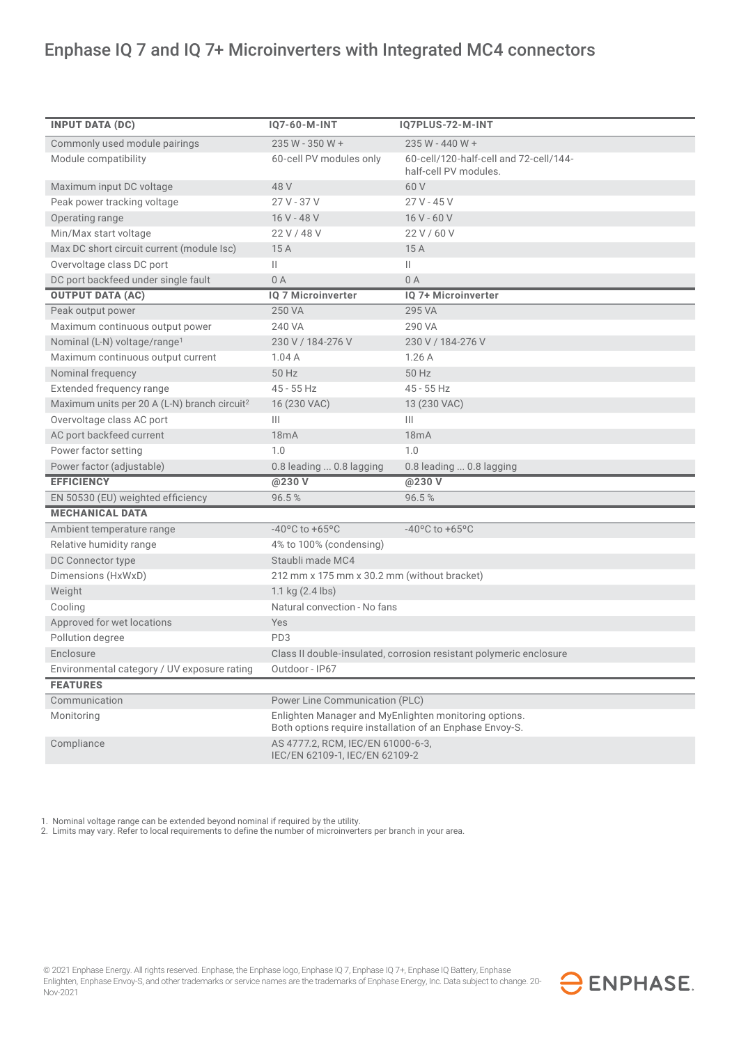# Enphase IQ 7 and IQ 7+ Microinverters with Integrated MC4 connectors

| INPUT DATA (DC) | IQ7-60-M-INT | IQ7PLUS-72-M-INT |
|---|---|---|
| Commonly used module pairings | 235 W - 350 W + | 235 W - 440 W + |
| Module compatibility | 60-cell PV modules only | 60-cell/120-half-cell and 72-cell/144-half-cell PV modules. |
| Maximum input DC voltage | 48 V | 60 V |
| Peak power tracking voltage | 27 V - 37 V | 27 V - 45 V |
| Operating range | 16 V - 48 V | 16 V - 60 V |
| Min/Max start voltage | 22 V / 48 V | 22 V / 60 V |
| Max DC short circuit current (module Isc) | 15 A | 15 A |
| Overvoltage class DC port | II | II |
| DC port backfeed under single fault | 0 A | 0 A |
| **OUTPUT DATA (AC)** | **IQ 7 Microinverter** | **IQ 7+ Microinverter** |
| Peak output power | 250 VA | 295 VA |
| Maximum continuous output power | 240 VA | 290 VA |
| Nominal (L-N) voltage/range[1] | 230 V / 184-276 V | 230 V / 184-276 V |
| Maximum continuous output current | 1.04 A | 1.26 A |
| Nominal frequency | 50 Hz | 50 Hz |
| Extended frequency range | 45 - 55 Hz | 45 - 55 Hz |
| Maximum units per 20 A (L-N) branch circuit[2] | 16 (230 VAC) | 13 (230 VAC) |
| Overvoltage class AC port | III | III |
| AC port backfeed current | 18mA | 18mA |
| Power factor setting | 1.0 | 1.0 |
| Power factor (adjustable) | 0.8 leading ... 0.8 lagging | 0.8 leading ... 0.8 lagging |
| **EFFICIENCY** | **@230 V** | **@230 V** |
| EN 50530 (EU) weighted efficiency | 96.5 % | 96.5 % |
| **MECHANICAL DATA** | | |
| Ambient temperature range | -40ºC to +65ºC | -40ºC to +65ºC |
| Relative humidity range | 4% to 100% (condensing) | |
| DC Connector type | Staubli made MC4 | |
| Dimensions (HxWxD) | 212 mm x 175 mm x 30.2 mm (without bracket) | |
| Weight | 1.1 kg (2.4 lbs) | |
| Cooling | Natural convection - No fans | |
| Approved for wet locations | Yes | |
| Pollution degree | PD3 | |
| Enclosure | Class II double-insulated, corrosion resistant polymeric enclosure | |
| Environmental category / UV exposure rating | Outdoor - IP67 | |
| **FEATURES** | | |
| Communication | Power Line Communication (PLC) | |
| Monitoring | Enlighten Manager and MyEnlighten monitoring options. Both options require installation of an Enphase Envoy-S. | |
| Compliance | AS 4777.2, RCM, IEC/EN 61000-6-3, IEC/EN 62109-1, IEC/EN 62109-2 | |

1. Nominal voltage range can be extended beyond nominal if required by the utility.
2. Limits may vary. Refer to local requirements to define the number of microinverters per branch in your area.

© 2021 Enphase Energy. All rights reserved. Enphase, the Enphase logo, Enphase IQ 7, Enphase IQ 7+, Enphase IQ Battery, Enphase Enlighten, Enphase Envoy-S, and other trademarks or service names are the trademarks of Enphase Energy, Inc. Data subject to change. 20-Nov-2021

ENPHASE.